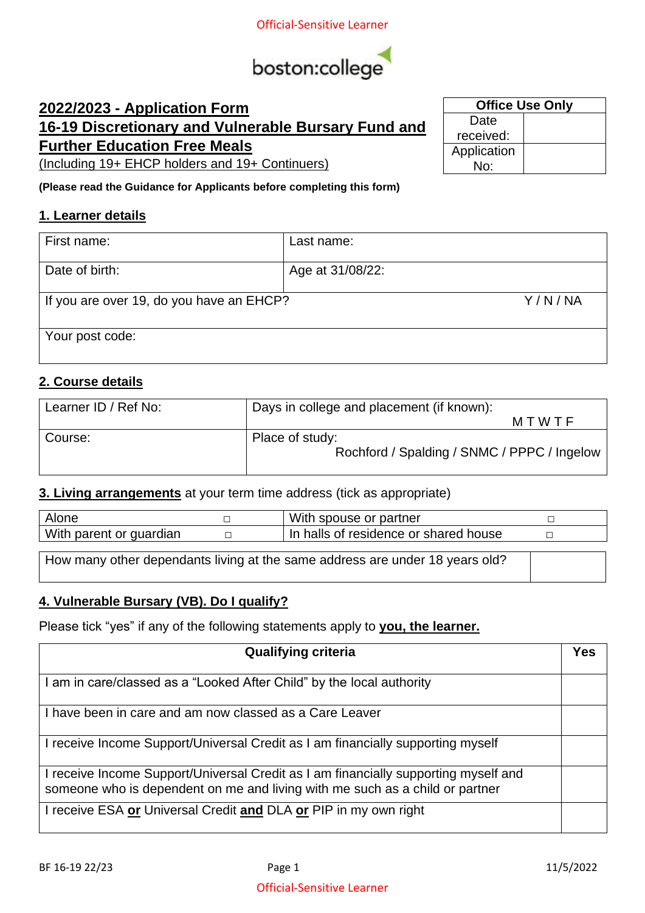Official-Sensitive Learner

boston:college

# 2022/2023 - Application Form

# 16-19 Discretionary and Vulnerable Bursary Fund and Further Education Free Meals

(Including 19+ EHCP holders and 19+ Continuers)

| Office Use Only | |
|---|---|
| Date received: | |
| Application No: | |

**(Please read the Guidance for Applicants before completing this form)**

## 1. Learner details

| First name: | Last name: |
|---|---|
| Date of birth: | Age at 31/08/22: |
| If you are over 19, do you have an EHCP? | Y / N / NA |
| Your post code: | |

## 2. Course details

| Learner ID / Ref No: | Days in college and placement (if known): M T W T F |
|---|---|
| Course: | Place of study: Rochford / Spalding / SNMC / PPPC / Ingelow |

## 3. Living arrangements at your term time address (tick as appropriate)

| Alone | □ | With spouse or partner | □ |
|---|---|---|---|
| With parent or guardian | □ | In halls of residence or shared house | □ |

| How many other dependants living at the same address are under 18 years old? | |
|---|---|

## 4. Vulnerable Bursary (VB). Do I qualify?

Please tick "yes" if any of the following statements apply to **you, the learner.**

| Qualifying criteria | Yes |
|---|---|
| I am in care/classed as a "Looked After Child" by the local authority | |
| I have been in care and am now classed as a Care Leaver | |
| I receive Income Support/Universal Credit as I am financially supporting myself | |
| I receive Income Support/Universal Credit as I am financially supporting myself and someone who is dependent on me and living with me such as a child or partner | |
| I receive ESA **or** Universal Credit **and** DLA **or** PIP in my own right | |

BF 16-19 22/23 11/5/2022

Official-Sensitive Learner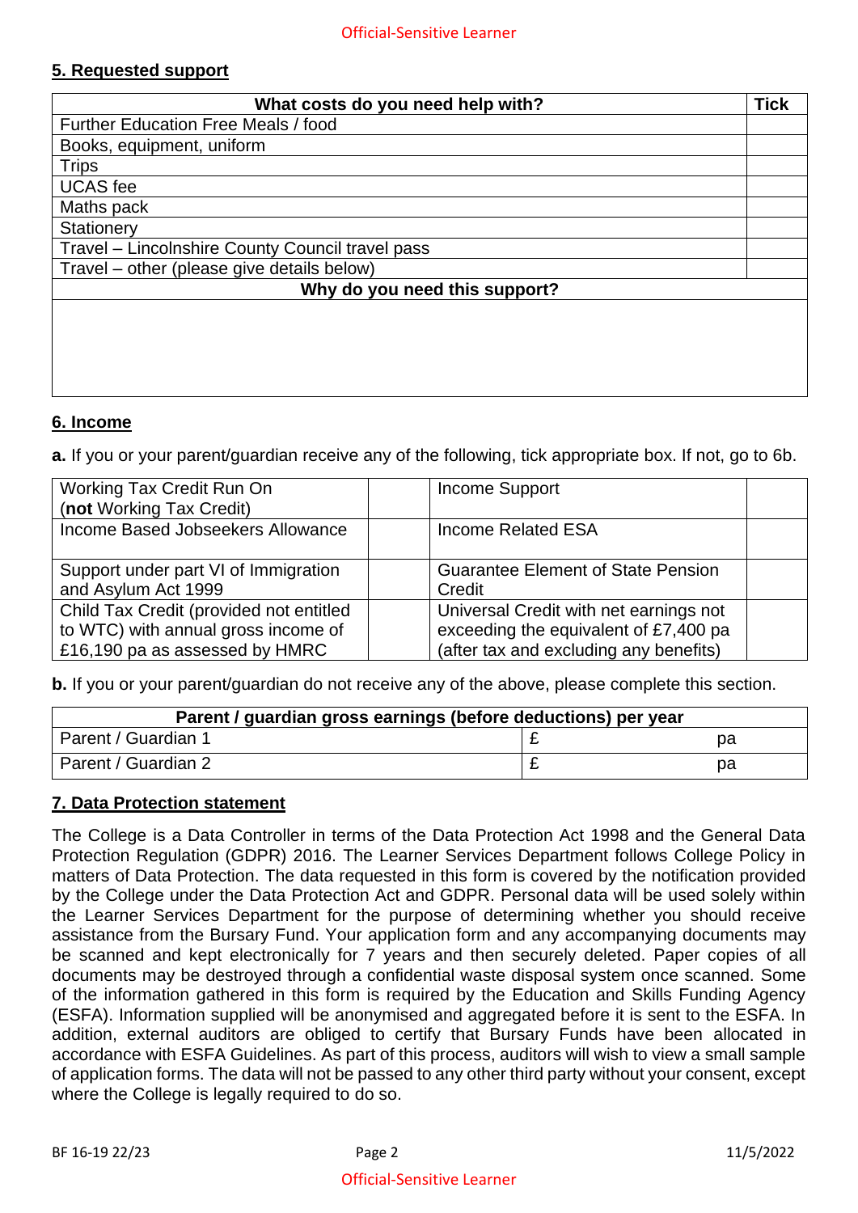## 5. Requested support

| What costs do you need help with? | Tick |
|---|---|
| Further Education Free Meals / food | |
| Books, equipment, uniform | |
| Trips | |
| UCAS fee | |
| Maths pack | |
| Stationery | |
| Travel – Lincolnshire County Council travel pass | |
| Travel – other (please give details below) | |
| **Why do you need this support?** | |
| | |

## 6. Income

**a.** If you or your parent/guardian receive any of the following, tick appropriate box. If not, go to 6b.

| | | | |
|---|---|---|---|
| Working Tax Credit Run On (**not** Working Tax Credit) | | Income Support | |
| Income Based Jobseekers Allowance | | Income Related ESA | |
| Support under part VI of Immigration and Asylum Act 1999 | | Guarantee Element of State Pension Credit | |
| Child Tax Credit (provided not entitled to WTC) with annual gross income of £16,190 pa as assessed by HMRC | | Universal Credit with net earnings not exceeding the equivalent of £7,400 pa (after tax and excluding any benefits) | |

**b.** If you or your parent/guardian do not receive any of the above, please complete this section.

| Parent / guardian gross earnings (before deductions) per year | |
|---|---|
| Parent / Guardian 1 | £ pa |
| Parent / Guardian 2 | £ pa |

## 7. Data Protection statement

The College is a Data Controller in terms of the Data Protection Act 1998 and the General Data Protection Regulation (GDPR) 2016. The Learner Services Department follows College Policy in matters of Data Protection. The data requested in this form is covered by the notification provided by the College under the Data Protection Act and GDPR. Personal data will be used solely within the Learner Services Department for the purpose of determining whether you should receive assistance from the Bursary Fund. Your application form and any accompanying documents may be scanned and kept electronically for 7 years and then securely deleted. Paper copies of all documents may be destroyed through a confidential waste disposal system once scanned. Some of the information gathered in this form is required by the Education and Skills Funding Agency (ESFA). Information supplied will be anonymised and aggregated before it is sent to the ESFA. In addition, external auditors are obliged to certify that Bursary Funds have been allocated in accordance with ESFA Guidelines. As part of this process, auditors will wish to view a small sample of application forms. The data will not be passed to any other third party without your consent, except where the College is legally required to do so.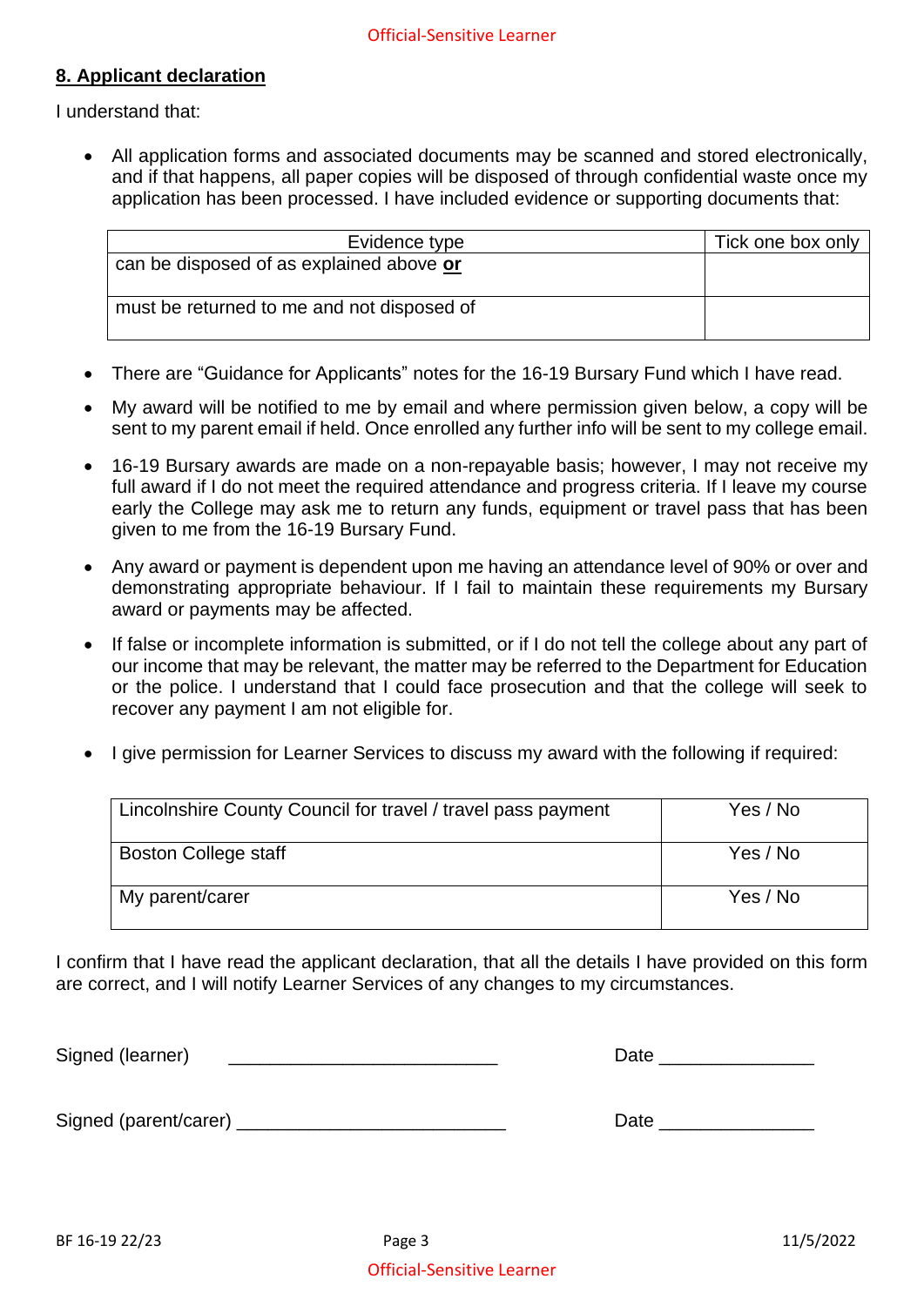## 8. Applicant declaration

I understand that:

- All application forms and associated documents may be scanned and stored electronically, and if that happens, all paper copies will be disposed of through confidential waste once my application has been processed. I have included evidence or supporting documents that:

| Evidence type | Tick one box only |
|---|---|
| can be disposed of as explained above **or** | |
| must be returned to me and not disposed of | |

- There are "Guidance for Applicants" notes for the 16-19 Bursary Fund which I have read.
- My award will be notified to me by email and where permission given below, a copy will be sent to my parent email if held. Once enrolled any further info will be sent to my college email.
- 16-19 Bursary awards are made on a non-repayable basis; however, I may not receive my full award if I do not meet the required attendance and progress criteria. If I leave my course early the College may ask me to return any funds, equipment or travel pass that has been given to me from the 16-19 Bursary Fund.
- Any award or payment is dependent upon me having an attendance level of 90% or over and demonstrating appropriate behaviour. If I fail to maintain these requirements my Bursary award or payments may be affected.
- If false or incomplete information is submitted, or if I do not tell the college about any part of our income that may be relevant, the matter may be referred to the Department for Education or the police. I understand that I could face prosecution and that the college will seek to recover any payment I am not eligible for.
- I give permission for Learner Services to discuss my award with the following if required:

| | |
|---|---|
| Lincolnshire County Council for travel / travel pass payment | Yes / No |
| Boston College staff | Yes / No |
| My parent/carer | Yes / No |

I confirm that I have read the applicant declaration, that all the details I have provided on this form are correct, and I will notify Learner Services of any changes to my circumstances.

Signed (learner) \_\_\_\_\_\_\_\_\_\_\_\_\_\_\_\_\_\_\_\_\_\_\_\_\_\_ Date \_\_\_\_\_\_\_\_\_\_\_\_\_\_\_

Signed (parent/carer) \_\_\_\_\_\_\_\_\_\_\_\_\_\_\_\_\_\_\_\_\_\_\_\_\_\_ Date \_\_\_\_\_\_\_\_\_\_\_\_\_\_\_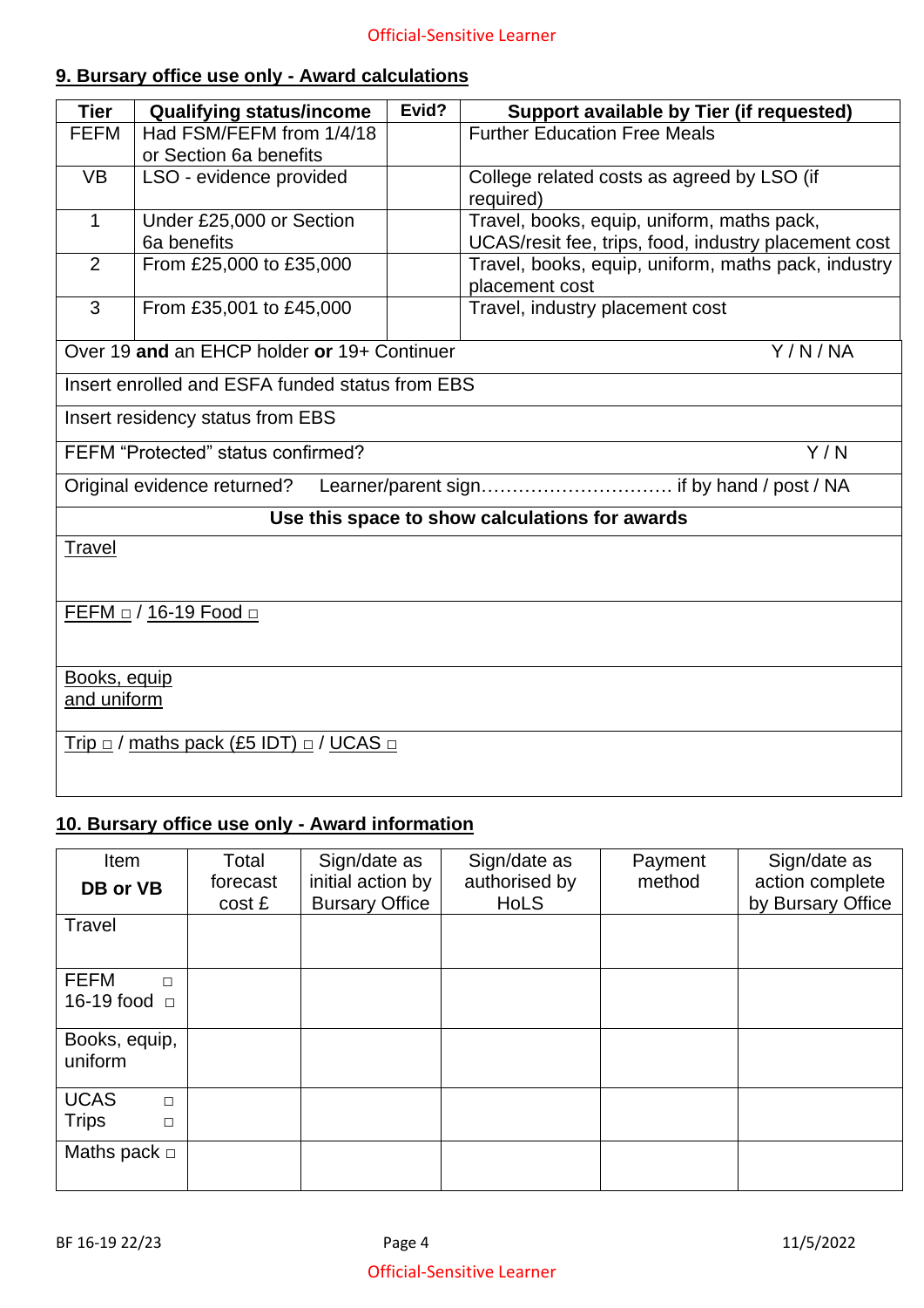## 9. Bursary office use only - Award calculations

| Tier | Qualifying status/income | Evid? | Support available by Tier (if requested) |
|---|---|---|---|
| FEFM | Had FSM/FEFM from 1/4/18 or Section 6a benefits | | Further Education Free Meals |
| VB | LSO - evidence provided | | College related costs as agreed by LSO (if required) |
| 1 | Under £25,000 or Section 6a benefits | | Travel, books, equip, uniform, maths pack, UCAS/resit fee, trips, food, industry placement cost |
| 2 | From £25,000 to £35,000 | | Travel, books, equip, uniform, maths pack, industry placement cost |
| 3 | From £35,001 to £45,000 | | Travel, industry placement cost |

Over 19 **and** an EHCP holder **or** 19+ Continuer Y / N / NA

Insert enrolled and ESFA funded status from EBS

Insert residency status from EBS

FEFM "Protected" status confirmed? Y / N

Original evidence returned? Learner/parent sign………………………… if by hand / post / NA

**Use this space to show calculations for awards**

Travel

FEFM □ / 16-19 Food □

Books, equip and uniform

Trip □ / maths pack (£5 IDT) □ / UCAS □

## 10. Bursary office use only - Award information

| Item **DB or VB** | Total forecast cost £ | Sign/date as initial action by Bursary Office | Sign/date as authorised by HoLS | Payment method | Sign/date as action complete by Bursary Office |
|---|---|---|---|---|---|
| Travel | | | | | |
| FEFM □<br>16-19 food □ | | | | | |
| Books, equip, uniform | | | | | |
| UCAS □<br>Trips □ | | | | | |
| Maths pack □ | | | | | |